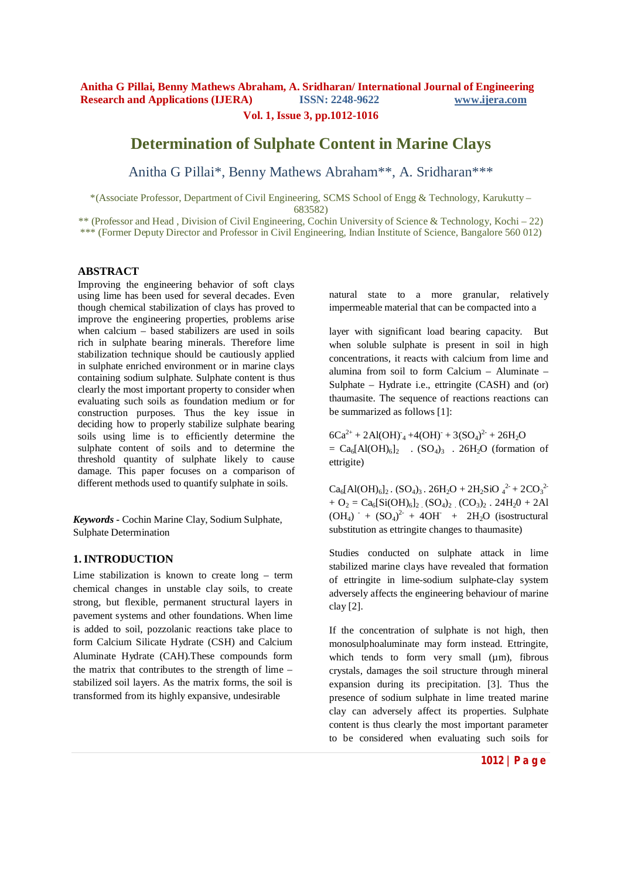# Determination of Sulphate Content in Marine Clays

Anitha G Pillai*, Benny Mathews Abraham**, A. Sridharan***

*(Associate Professor, Department of Civil Engineering, SCMS School of Engg & Technology, Karukutty – 683582)

** (Professor and Head , Division of Civil Engineering, Cochin University of Science & Technology, Kochi – 22)

*** (Former Deputy Director and Professor in Civil Engineering, Indian Institute of Science, Bangalore 560 012)

## ABSTRACT

Improving the engineering behavior of soft clays using lime has been used for several decades. Even though chemical stabilization of clays has proved to improve the engineering properties, problems arise when calcium – based stabilizers are used in soils rich in sulphate bearing minerals. Therefore lime stabilization technique should be cautiously applied in sulphate enriched environment or in marine clays containing sodium sulphate. Sulphate content is thus clearly the most important property to consider when evaluating such soils as foundation medium or for construction purposes. Thus the key issue in deciding how to properly stabilize sulphate bearing soils using lime is to efficiently determine the sulphate content of soils and to determine the threshold quantity of sulphate likely to cause damage. This paper focuses on a comparison of different methods used to quantify sulphate in soils.

***Keywords*** **-** Cochin Marine Clay, Sodium Sulphate, Sulphate Determination

## 1. INTRODUCTION

Lime stabilization is known to create long – term chemical changes in unstable clay soils, to create strong, but flexible, permanent structural layers in pavement systems and other foundations. When lime is added to soil, pozzolanic reactions take place to form Calcium Silicate Hydrate (CSH) and Calcium Aluminate Hydrate (CAH).These compounds form the matrix that contributes to the strength of lime – stabilized soil layers. As the matrix forms, the soil is transformed from its highly expansive, undesirable natural state to a more granular, relatively impermeable material that can be compacted into a layer with significant load bearing capacity. But when soluble sulphate is present in soil in high concentrations, it reacts with calcium from lime and alumina from soil to form Calcium – Aluminate – Sulphate – Hydrate i.e., ettringite (CASH) and (or) thaumasite. The sequence of reactions reactions can be summarized as follows [1]:

$6Ca^{2+} + 2Al(OH)^-_4 + 4(OH)^- + 3(SO_4)^{2-} + 26H_2O$ $= Ca_6[Al(OH)_6]_2 \;.\; (SO_4)_3 \;.\; 26H_2O$ (formation of ettrigite)

$Ca_6[Al(OH)_6]_2 . (SO_4)_3 . 26H_2O + 2H_2SiO_4^{2-} + 2CO_3^{2-} + O_2 = Ca_6[Si(OH)_6]_2 . (SO_4)_2 . (CO_3)_2 . 24H_20 + 2Al(OH_4)^- + (SO_4)^{2-} + 4OH^- + 2H_2O$ (isostructural substitution as ettringite changes to thaumasite)

Studies conducted on sulphate attack in lime stabilized marine clays have revealed that formation of ettringite in lime-sodium sulphate-clay system adversely affects the engineering behaviour of marine clay [2].

If the concentration of sulphate is not high, then monosulphoaluminate may form instead. Ettringite, which tends to form very small (µm), fibrous crystals, damages the soil structure through mineral expansion during its precipitation. [3]. Thus the presence of sodium sulphate in lime treated marine clay can adversely affect its properties. Sulphate content is thus clearly the most important parameter to be considered when evaluating such soils for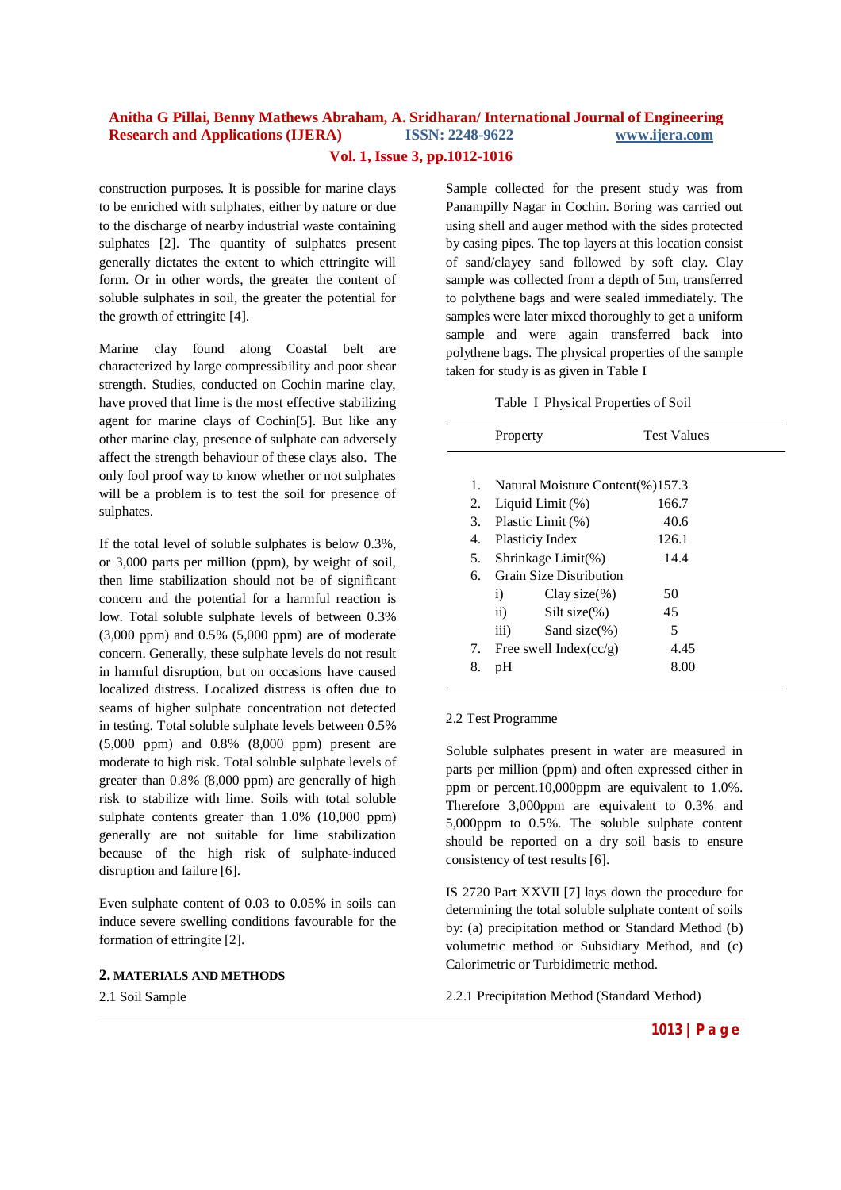construction purposes. It is possible for marine clays to be enriched with sulphates, either by nature or due to the discharge of nearby industrial waste containing sulphates [2]. The quantity of sulphates present generally dictates the extent to which ettringite will form. Or in other words, the greater the content of soluble sulphates in soil, the greater the potential for the growth of ettringite [4].

Marine clay found along Coastal belt are characterized by large compressibility and poor shear strength. Studies, conducted on Cochin marine clay, have proved that lime is the most effective stabilizing agent for marine clays of Cochin[5]. But like any other marine clay, presence of sulphate can adversely affect the strength behaviour of these clays also. The only fool proof way to know whether or not sulphates will be a problem is to test the soil for presence of sulphates.

If the total level of soluble sulphates is below 0.3%, or 3,000 parts per million (ppm), by weight of soil, then lime stabilization should not be of significant concern and the potential for a harmful reaction is low. Total soluble sulphate levels of between 0.3% (3,000 ppm) and 0.5% (5,000 ppm) are of moderate concern. Generally, these sulphate levels do not result in harmful disruption, but on occasions have caused localized distress. Localized distress is often due to seams of higher sulphate concentration not detected in testing. Total soluble sulphate levels between 0.5% (5,000 ppm) and 0.8% (8,000 ppm) present are moderate to high risk. Total soluble sulphate levels of greater than 0.8% (8,000 ppm) are generally of high risk to stabilize with lime. Soils with total soluble sulphate contents greater than 1.0% (10,000 ppm) generally are not suitable for lime stabilization because of the high risk of sulphate-induced disruption and failure [6].

Even sulphate content of 0.03 to 0.05% in soils can induce severe swelling conditions favourable for the formation of ettringite [2].

## 2. MATERIALS AND METHODS

### 2.1 Soil Sample

Sample collected for the present study was from Panampilly Nagar in Cochin. Boring was carried out using shell and auger method with the sides protected by casing pipes. The top layers at this location consist of sand/clayey sand followed by soft clay. Clay sample was collected from a depth of 5m, transferred to polythene bags and were sealed immediately. The samples were later mixed thoroughly to get a uniform sample and were again transferred back into polythene bags. The physical properties of the sample taken for study is as given in Table I

Table I Physical Properties of Soil

| | Property | Test Values |
|---|---|---|
| 1. | Natural Moisture Content(%) | 157.3 |
| 2. | Liquid Limit (%) | 166.7 |
| 3. | Plastic Limit (%) | 40.6 |
| 4. | Plasticiy Index | 126.1 |
| 5. | Shrinkage Limit(%) | 14.4 |
| 6. | Grain Size Distribution | |
| | i) Clay size(%) | 50 |
| | ii) Silt size(%) | 45 |
| | iii) Sand size(%) | 5 |
| 7. | Free swell Index(cc/g) | 4.45 |
| 8. | pH | 8.00 |

### 2.2 Test Programme

Soluble sulphates present in water are measured in parts per million (ppm) and often expressed either in ppm or percent.10,000ppm are equivalent to 1.0%. Therefore 3,000ppm are equivalent to 0.3% and 5,000ppm to 0.5%. The soluble sulphate content should be reported on a dry soil basis to ensure consistency of test results [6].

IS 2720 Part XXVII [7] lays down the procedure for determining the total soluble sulphate content of soils by: (a) precipitation method or Standard Method (b) volumetric method or Subsidiary Method, and (c) Calorimetric or Turbidimetric method.

#### 2.2.1 Precipitation Method (Standard Method)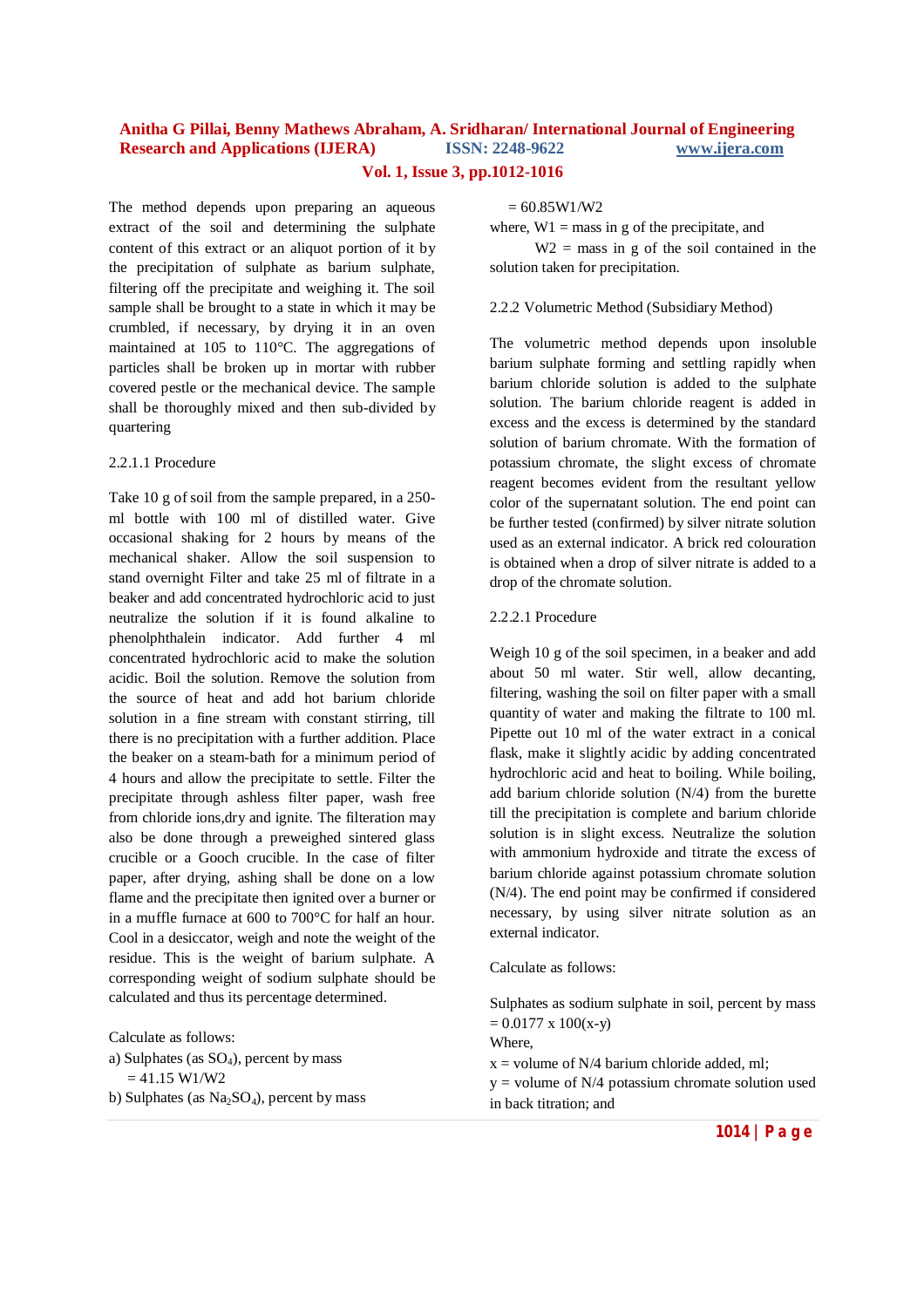The method depends upon preparing an aqueous extract of the soil and determining the sulphate content of this extract or an aliquot portion of it by the precipitation of sulphate as barium sulphate, filtering off the precipitate and weighing it. The soil sample shall be brought to a state in which it may be crumbled, if necessary, by drying it in an oven maintained at 105 to 110°C. The aggregations of particles shall be broken up in mortar with rubber covered pestle or the mechanical device. The sample shall be thoroughly mixed and then sub-divided by quartering

#### 2.2.1.1 Procedure

Take 10 g of soil from the sample prepared, in a 250-ml bottle with 100 ml of distilled water. Give occasional shaking for 2 hours by means of the mechanical shaker. Allow the soil suspension to stand overnight Filter and take 25 ml of filtrate in a beaker and add concentrated hydrochloric acid to just neutralize the solution if it is found alkaline to phenolphthalein indicator. Add further 4 ml concentrated hydrochloric acid to make the solution acidic. Boil the solution. Remove the solution from the source of heat and add hot barium chloride solution in a fine stream with constant stirring, till there is no precipitation with a further addition. Place the beaker on a steam-bath for a minimum period of 4 hours and allow the precipitate to settle. Filter the precipitate through ashless filter paper, wash free from chloride ions,dry and ignite. The filteration may also be done through a preweighed sintered glass crucible or a Gooch crucible. In the case of filter paper, after drying, ashing shall be done on a low flame and the precipitate then ignited over a burner or in a muffle furnace at 600 to 700°C for half an hour. Cool in a desiccator, weigh and note the weight of the residue. This is the weight of barium sulphate. A corresponding weight of sodium sulphate should be calculated and thus its percentage determined.

Calculate as follows:

a) Sulphates (as $SO_4$), percent by mass
$= 41.15\ W1/W2$

b) Sulphates (as $Na_2SO_4$), percent by mass
$= 60.85W1/W2$

where, W1 = mass in g of the precipitate, and

W2 = mass in g of the soil contained in the solution taken for precipitation.

### 2.2.2 Volumetric Method (Subsidiary Method)

The volumetric method depends upon insoluble barium sulphate forming and settling rapidly when barium chloride solution is added to the sulphate solution. The barium chloride reagent is added in excess and the excess is determined by the standard solution of barium chromate. With the formation of potassium chromate, the slight excess of chromate reagent becomes evident from the resultant yellow color of the supernatant solution. The end point can be further tested (confirmed) by silver nitrate solution used as an external indicator. A brick red colouration is obtained when a drop of silver nitrate is added to a drop of the chromate solution.

#### 2.2.2.1 Procedure

Weigh 10 g of the soil specimen, in a beaker and add about 50 ml water. Stir well, allow decanting, filtering, washing the soil on filter paper with a small quantity of water and making the filtrate to 100 ml. Pipette out 10 ml of the water extract in a conical flask, make it slightly acidic by adding concentrated hydrochloric acid and heat to boiling. While boiling, add barium chloride solution (N/4) from the burette till the precipitation is complete and barium chloride solution is in slight excess. Neutralize the solution with ammonium hydroxide and titrate the excess of barium chloride against potassium chromate solution (N/4). The end point may be confirmed if considered necessary, by using silver nitrate solution as an external indicator.

Calculate as follows:

Sulphates as sodium sulphate in soil, percent by mass $= 0.0177 \times 100(x-y)$

Where,

x = volume of N/4 barium chloride added, ml;

y = volume of N/4 potassium chromate solution used in back titration; and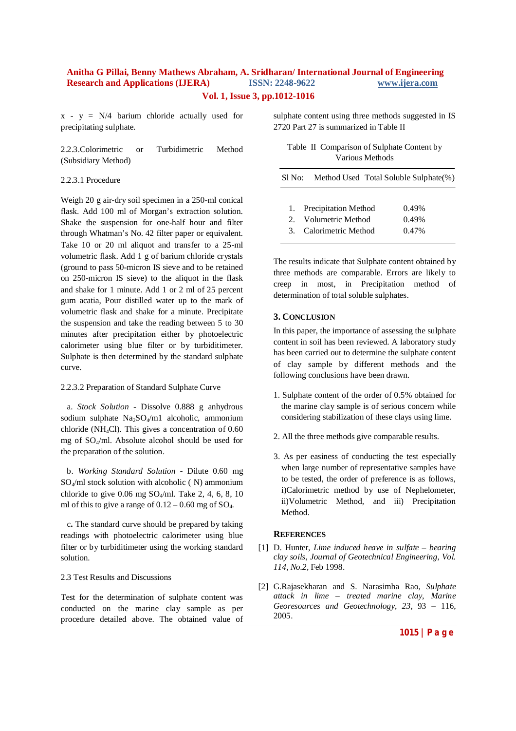x - y = N/4 barium chloride actually used for precipitating sulphate.

2.2.3.Colorimetric or Turbidimetric Method (Subsidiary Method)

2.2.3.1 Procedure

Weigh 20 g air-dry soil specimen in a 250-ml conical flask. Add 100 ml of Morgan's extraction solution. Shake the suspension for one-half hour and filter through Whatman's No. 42 filter paper or equivalent. Take 10 or 20 ml aliquot and transfer to a 25-ml volumetric flask. Add 1 g of barium chloride crystals (ground to pass 50-micron IS sieve and to be retained on 250-micron IS sieve) to the aliquot in the flask and shake for 1 minute. Add 1 or 2 ml of 25 percent gum acatia, Pour distilled water up to the mark of volumetric flask and shake for a minute. Precipitate the suspension and take the reading between 5 to 30 minutes after precipitation either by photoelectric calorimeter using blue filter or by turbiditimeter. Sulphate is then determined by the standard sulphate curve.

2.2.3.2 Preparation of Standard Sulphate Curve

a. *Stock Solution* - Dissolve 0.888 g anhydrous sodium sulphate $Na_2SO_4$/m1 alcoholic, ammonium chloride ($NH_4Cl$). This gives a concentration of 0.60 mg of $SO_4$/ml. Absolute alcohol should be used for the preparation of the solution.

b. *Working Standard Solution* - Dilute 0.60 mg $SO_4$/ml stock solution with alcoholic ( N) ammonium chloride to give 0.06 mg $SO_4$/ml. Take 2, 4, 6, 8, 10 ml of this to give a range of 0.12 – 0.60 mg of $SO_4$.

c. The standard curve should be prepared by taking readings with photoelectric calorimeter using blue filter or by turbiditimeter using the working standard solution.

2.3 Test Results and Discussions

Test for the determination of sulphate content was conducted on the marine clay sample as per procedure detailed above. The obtained value of sulphate content using three methods suggested in IS 2720 Part 27 is summarized in Table II

Table II Comparison of Sulphate Content by Various Methods

| Sl No: | Method Used | Total Soluble Sulphate(%) |
|---|---|---|
| 1. | Precipitation Method | 0.49% |
| 2. | Volumetric Method | 0.49% |
| 3. | Calorimetric Method | 0.47% |

The results indicate that Sulphate content obtained by three methods are comparable. Errors are likely to creep in most, in Precipitation method of determination of total soluble sulphates.

## 3. Conclusion

In this paper, the importance of assessing the sulphate content in soil has been reviewed. A laboratory study has been carried out to determine the sulphate content of clay sample by different methods and the following conclusions have been drawn.

1. Sulphate content of the order of 0.5% obtained for the marine clay sample is of serious concern while considering stabilization of these clays using lime.

2. All the three methods give comparable results.

3. As per easiness of conducting the test especially when large number of representative samples have to be tested, the order of preference is as follows, i)Calorimetric method by use of Nephelometer, ii)Volumetric Method, and iii) Precipitation Method.

## References

[1] D. Hunter, *Lime induced heave in sulfate – bearing clay soils, Journal of Geotechnical Engineering, Vol. 114, No.2*, Feb 1998.

[2] G.Rajasekharan and S. Narasimha Rao, *Sulphate attack in lime – treated marine clay, Marine Georesources and Geotechnology, 23,* 93 – 116, 2005.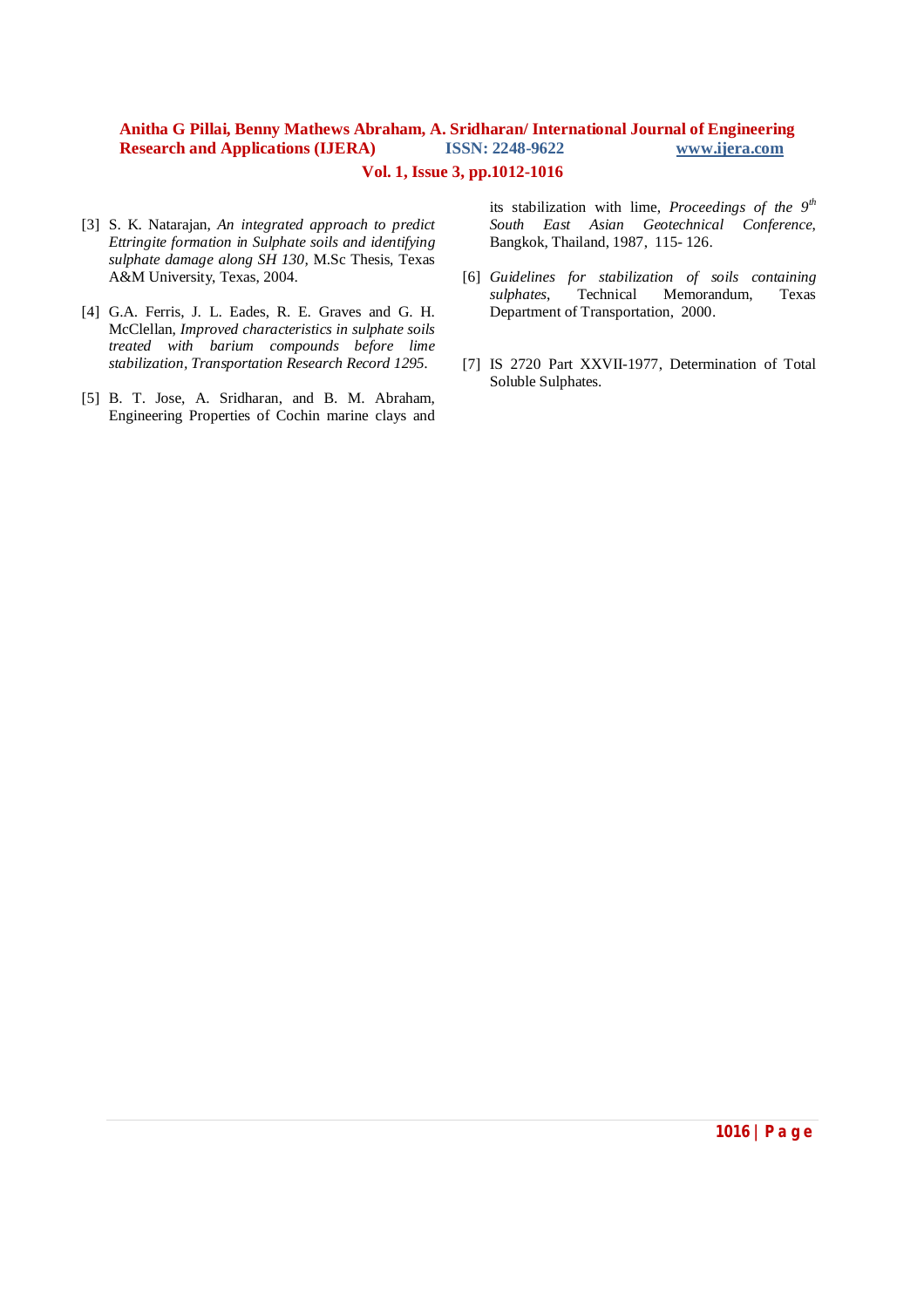[3] S. K. Natarajan, *An integrated approach to predict Ettringite formation in Sulphate soils and identifying sulphate damage along SH 130*, M.Sc Thesis, Texas A&M University, Texas, 2004.

[4] G.A. Ferris, J. L. Eades, R. E. Graves and G. H. McClellan, *Improved characteristics in sulphate soils treated with barium compounds before lime stabilization, Transportation Research Record 1295*.

[5] B. T. Jose, A. Sridharan, and B. M. Abraham, Engineering Properties of Cochin marine clays and its stabilization with lime, *Proceedings of the 9th South East Asian Geotechnical Conference,* Bangkok, Thailand, 1987, 115- 126.

[6] *Guidelines for stabilization of soils containing sulphates*, Technical Memorandum, Texas Department of Transportation, 2000.

[7] IS 2720 Part XXVII-1977, Determination of Total Soluble Sulphates.